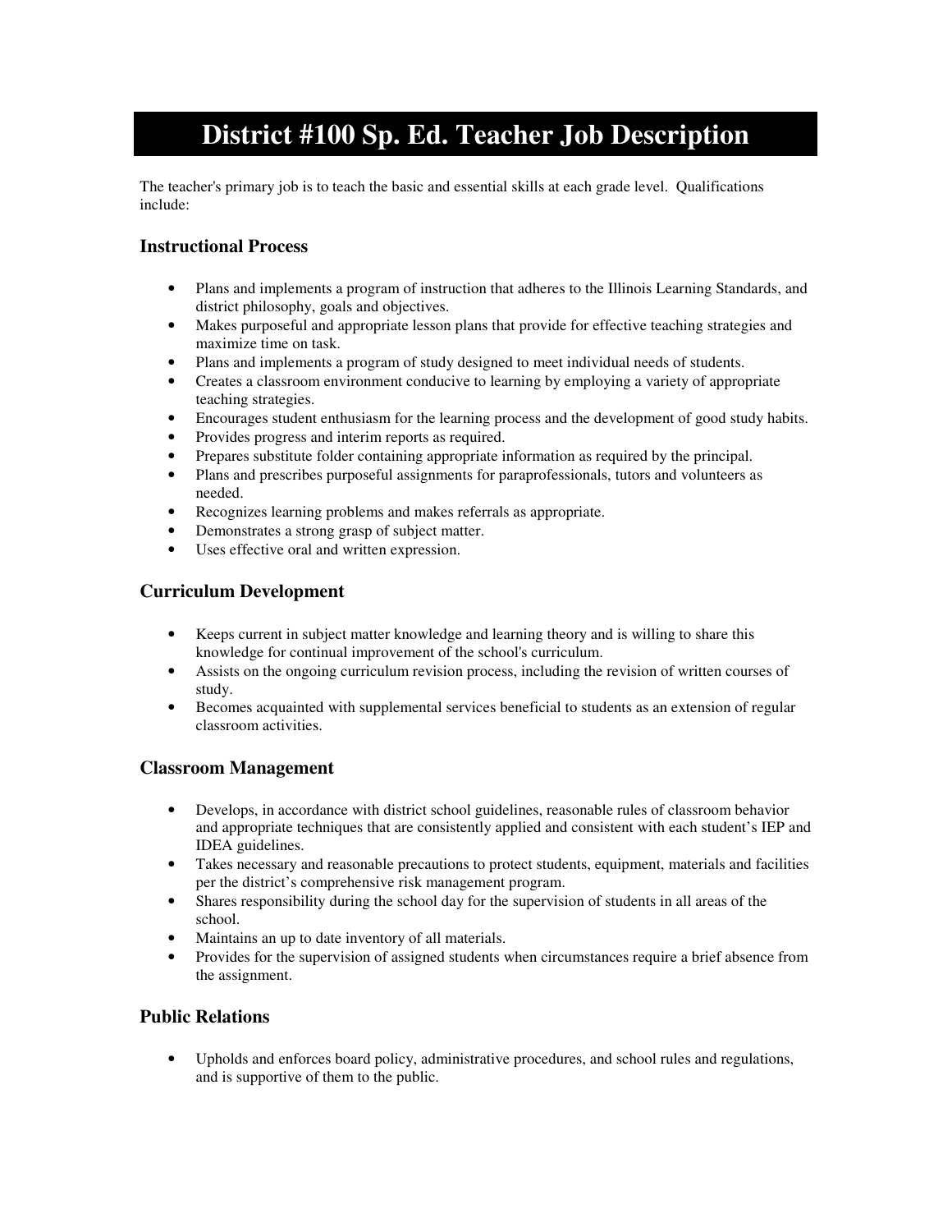# District #100 Sp. Ed. Teacher Job Description

The teacher's primary job is to teach the basic and essential skills at each grade level. Qualifications include:

### Instructional Process

- Plans and implements a program of instruction that adheres to the Illinois Learning Standards, and district philosophy, goals and objectives.
- Makes purposeful and appropriate lesson plans that provide for effective teaching strategies and maximize time on task.
- Plans and implements a program of study designed to meet individual needs of students.
- Creates a classroom environment conducive to learning by employing a variety of appropriate teaching strategies.
- Encourages student enthusiasm for the learning process and the development of good study habits.
- Provides progress and interim reports as required.
- Prepares substitute folder containing appropriate information as required by the principal.
- Plans and prescribes purposeful assignments for paraprofessionals, tutors and volunteers as needed.
- Recognizes learning problems and makes referrals as appropriate.
- Demonstrates a strong grasp of subject matter.
- Uses effective oral and written expression.

### Curriculum Development

- Keeps current in subject matter knowledge and learning theory and is willing to share this knowledge for continual improvement of the school's curriculum.
- Assists on the ongoing curriculum revision process, including the revision of written courses of study.
- Becomes acquainted with supplemental services beneficial to students as an extension of regular classroom activities.

### Classroom Management

- Develops, in accordance with district school guidelines, reasonable rules of classroom behavior and appropriate techniques that are consistently applied and consistent with each student's IEP and IDEA guidelines.
- Takes necessary and reasonable precautions to protect students, equipment, materials and facilities per the district's comprehensive risk management program.
- Shares responsibility during the school day for the supervision of students in all areas of the school.
- Maintains an up to date inventory of all materials.
- Provides for the supervision of assigned students when circumstances require a brief absence from the assignment.

### Public Relations

- Upholds and enforces board policy, administrative procedures, and school rules and regulations, and is supportive of them to the public.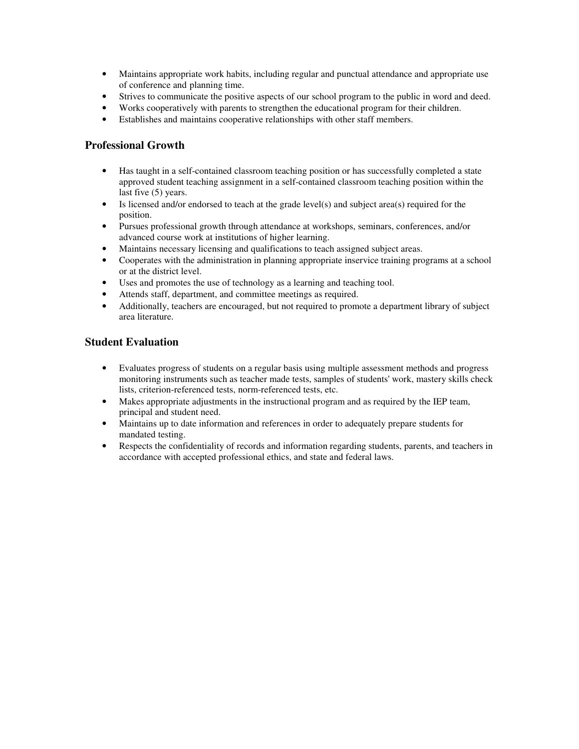- Maintains appropriate work habits, including regular and punctual attendance and appropriate use of conference and planning time.
- Strives to communicate the positive aspects of our school program to the public in word and deed.
- Works cooperatively with parents to strengthen the educational program for their children.
- Establishes and maintains cooperative relationships with other staff members.

## Professional Growth

- Has taught in a self-contained classroom teaching position or has successfully completed a state approved student teaching assignment in a self-contained classroom teaching position within the last five (5) years.
- Is licensed and/or endorsed to teach at the grade level(s) and subject area(s) required for the position.
- Pursues professional growth through attendance at workshops, seminars, conferences, and/or advanced course work at institutions of higher learning.
- Maintains necessary licensing and qualifications to teach assigned subject areas.
- Cooperates with the administration in planning appropriate inservice training programs at a school or at the district level.
- Uses and promotes the use of technology as a learning and teaching tool.
- Attends staff, department, and committee meetings as required.
- Additionally, teachers are encouraged, but not required to promote a department library of subject area literature.

## Student Evaluation

- Evaluates progress of students on a regular basis using multiple assessment methods and progress monitoring instruments such as teacher made tests, samples of students' work, mastery skills check lists, criterion-referenced tests, norm-referenced tests, etc.
- Makes appropriate adjustments in the instructional program and as required by the IEP team, principal and student need.
- Maintains up to date information and references in order to adequately prepare students for mandated testing.
- Respects the confidentiality of records and information regarding students, parents, and teachers in accordance with accepted professional ethics, and state and federal laws.